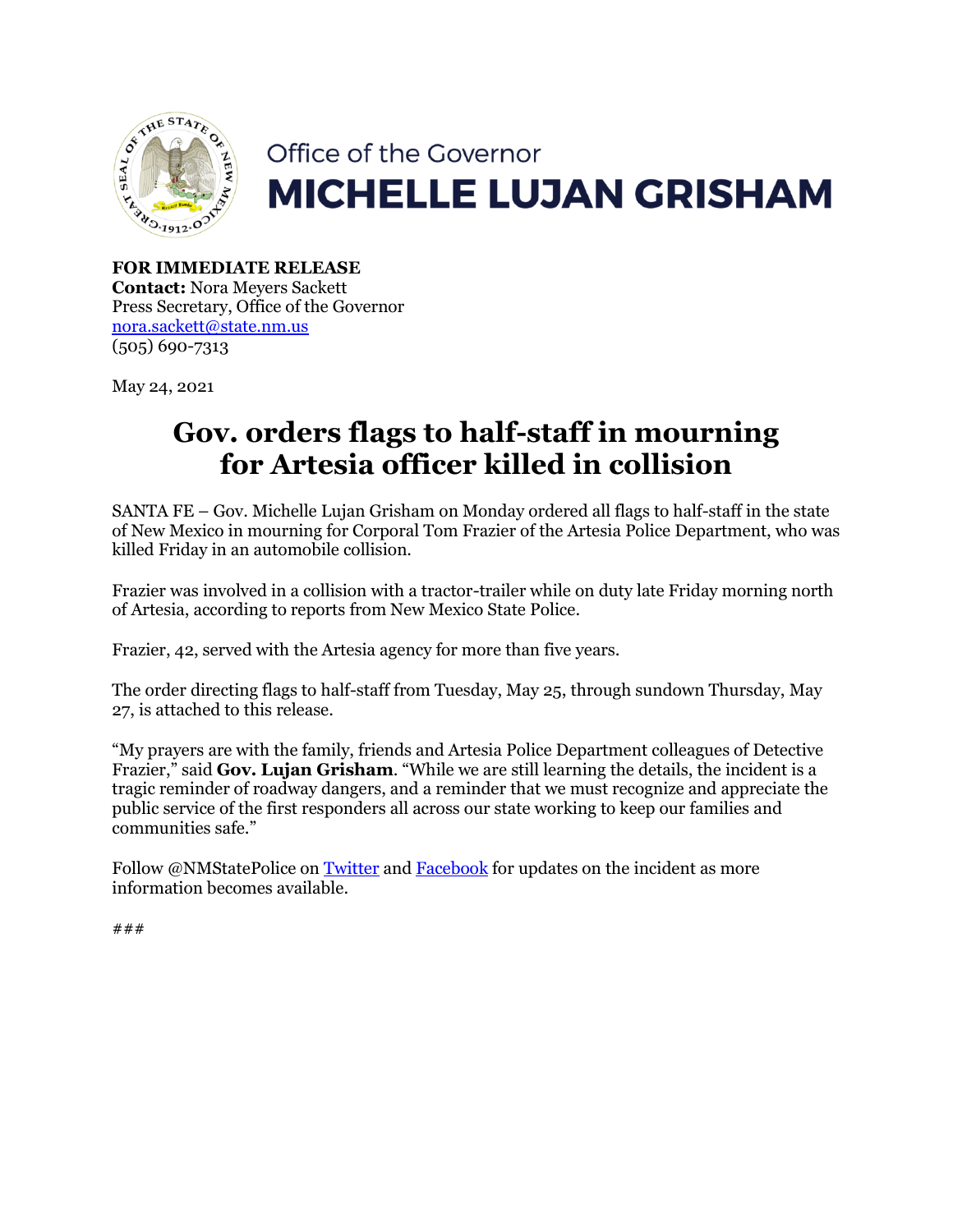Office of the Governor

**MICHELLE LUJAN GRISHAM**

**FOR IMMEDIATE RELEASE**
**Contact:** Nora Meyers Sackett
Press Secretary, Office of the Governor
nora.sackett@state.nm.us
(505) 690-7313

May 24, 2021

# Gov. orders flags to half-staff in mourning for Artesia officer killed in collision

SANTA FE – Gov. Michelle Lujan Grisham on Monday ordered all flags to half-staff in the state of New Mexico in mourning for Corporal Tom Frazier of the Artesia Police Department, who was killed Friday in an automobile collision.

Frazier was involved in a collision with a tractor-trailer while on duty late Friday morning north of Artesia, according to reports from New Mexico State Police.

Frazier, 42, served with the Artesia agency for more than five years.

The order directing flags to half-staff from Tuesday, May 25, through sundown Thursday, May 27, is attached to this release.

"My prayers are with the family, friends and Artesia Police Department colleagues of Detective Frazier," said **Gov. Lujan Grisham**. "While we are still learning the details, the incident is a tragic reminder of roadway dangers, and a reminder that we must recognize and appreciate the public service of the first responders all across our state working to keep our families and communities safe."

Follow @NMStatePolice on Twitter and Facebook for updates on the incident as more information becomes available.

###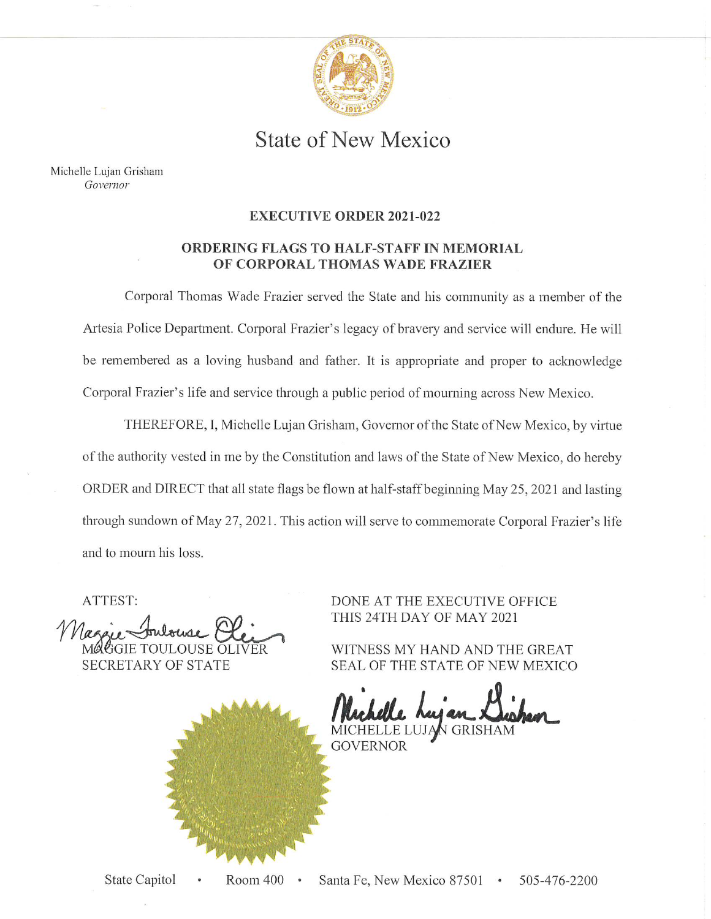# State of New Mexico

Michelle Lujan Grisham
*Governor*

**EXECUTIVE ORDER 2021-022**

**ORDERING FLAGS TO HALF-STAFF IN MEMORIAL OF CORPORAL THOMAS WADE FRAZIER**

Corporal Thomas Wade Frazier served the State and his community as a member of the Artesia Police Department. Corporal Frazier's legacy of bravery and service will endure. He will be remembered as a loving husband and father. It is appropriate and proper to acknowledge Corporal Frazier's life and service through a public period of mourning across New Mexico.

THEREFORE, I, Michelle Lujan Grisham, Governor of the State of New Mexico, by virtue of the authority vested in me by the Constitution and laws of the State of New Mexico, do hereby ORDER and DIRECT that all state flags be flown at half-staff beginning May 25, 2021 and lasting through sundown of May 27, 2021. This action will serve to commemorate Corporal Frazier's life and to mourn his loss.

ATTEST:

MAGGIE TOULOUSE OLIVER
SECRETARY OF STATE

DONE AT THE EXECUTIVE OFFICE
THIS 24TH DAY OF MAY 2021

WITNESS MY HAND AND THE GREAT SEAL OF THE STATE OF NEW MEXICO

MICHELLE LUJAN GRISHAM
GOVERNOR

State Capitol • Room 400 • Santa Fe, New Mexico 87501 • 505-476-2200